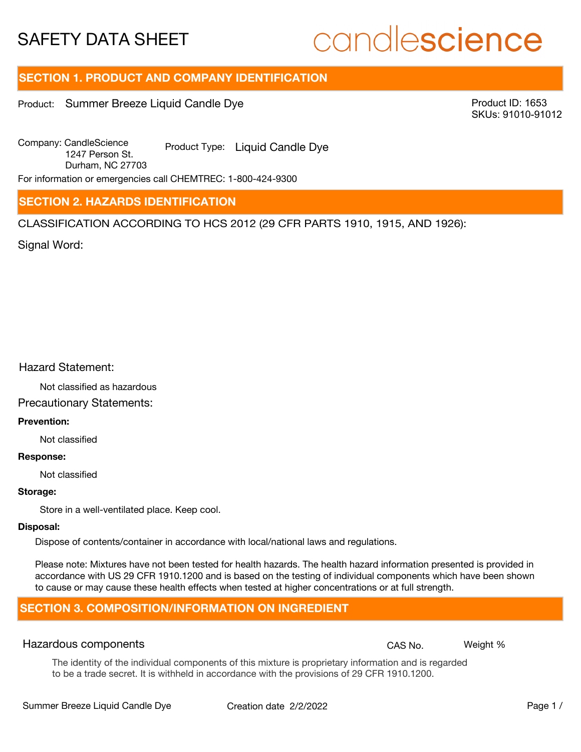# SAFETY DATA SHEET

candlescience

## SECTION 1. PRODUCT AND COMPANY IDENTIFICATION

Product: Summer Breeze Liquid Candle Dye

Product ID: 1653
SKUs: 91010-91012

Company: CandleScience
1247 Person St.
Durham, NC 27703

Product Type: Liquid Candle Dye

For information or emergencies call CHEMTREC: 1-800-424-9300

## SECTION 2. HAZARDS IDENTIFICATION

CLASSIFICATION ACCORDING TO HCS 2012 (29 CFR PARTS 1910, 1915, AND 1926):

Signal Word:

Hazard Statement:

Not classified as hazardous

Precautionary Statements:

**Prevention:**

Not classified

**Response:**

Not classified

**Storage:**

Store in a well-ventilated place. Keep cool.

**Disposal:**

Dispose of contents/container in accordance with local/national laws and regulations.

Please note: Mixtures have not been tested for health hazards. The health hazard information presented is provided in accordance with US 29 CFR 1910.1200 and is based on the testing of individual components which have been shown to cause or may cause these health effects when tested at higher concentrations or at full strength.

## SECTION 3. COMPOSITION/INFORMATION ON INGREDIENT

| Hazardous components | CAS No. | Weight % |
| --- | --- | --- |

The identity of the individual components of this mixture is proprietary information and is regarded to be a trade secret. It is withheld in accordance with the provisions of 29 CFR 1910.1200.

Summer Breeze Liquid Candle Dye Creation date 2/2/2022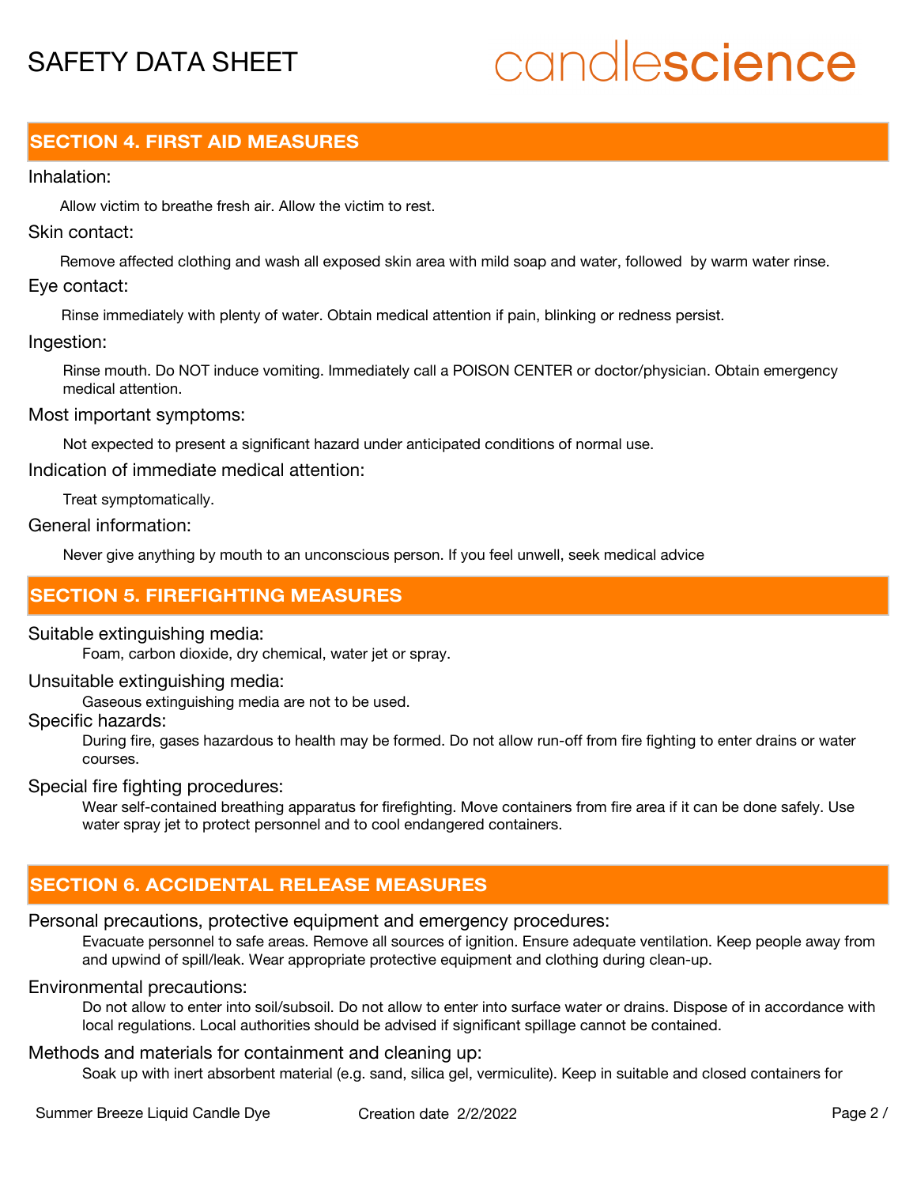## SECTION 4. FIRST AID MEASURES

Inhalation:

Allow victim to breathe fresh air. Allow the victim to rest.

Skin contact:

Remove affected clothing and wash all exposed skin area with mild soap and water, followed by warm water rinse.

Eye contact:

Rinse immediately with plenty of water. Obtain medical attention if pain, blinking or redness persist.

Ingestion:

Rinse mouth. Do NOT induce vomiting. Immediately call a POISON CENTER or doctor/physician. Obtain emergency medical attention.

Most important symptoms:

Not expected to present a significant hazard under anticipated conditions of normal use.

Indication of immediate medical attention:

Treat symptomatically.

General information:

Never give anything by mouth to an unconscious person. If you feel unwell, seek medical advice

## SECTION 5. FIREFIGHTING MEASURES

Suitable extinguishing media:

Foam, carbon dioxide, dry chemical, water jet or spray.

Unsuitable extinguishing media:

Gaseous extinguishing media are not to be used.

Specific hazards:

During fire, gases hazardous to health may be formed. Do not allow run-off from fire fighting to enter drains or water courses.

Special fire fighting procedures:

Wear self-contained breathing apparatus for firefighting. Move containers from fire area if it can be done safely. Use water spray jet to protect personnel and to cool endangered containers.

## SECTION 6. ACCIDENTAL RELEASE MEASURES

Personal precautions, protective equipment and emergency procedures:

Evacuate personnel to safe areas. Remove all sources of ignition. Ensure adequate ventilation. Keep people away from and upwind of spill/leak. Wear appropriate protective equipment and clothing during clean-up.

Environmental precautions:

Do not allow to enter into soil/subsoil. Do not allow to enter into surface water or drains. Dispose of in accordance with local regulations. Local authorities should be advised if significant spillage cannot be contained.

Methods and materials for containment and cleaning up:

Soak up with inert absorbent material (e.g. sand, silica gel, vermiculite). Keep in suitable and closed containers for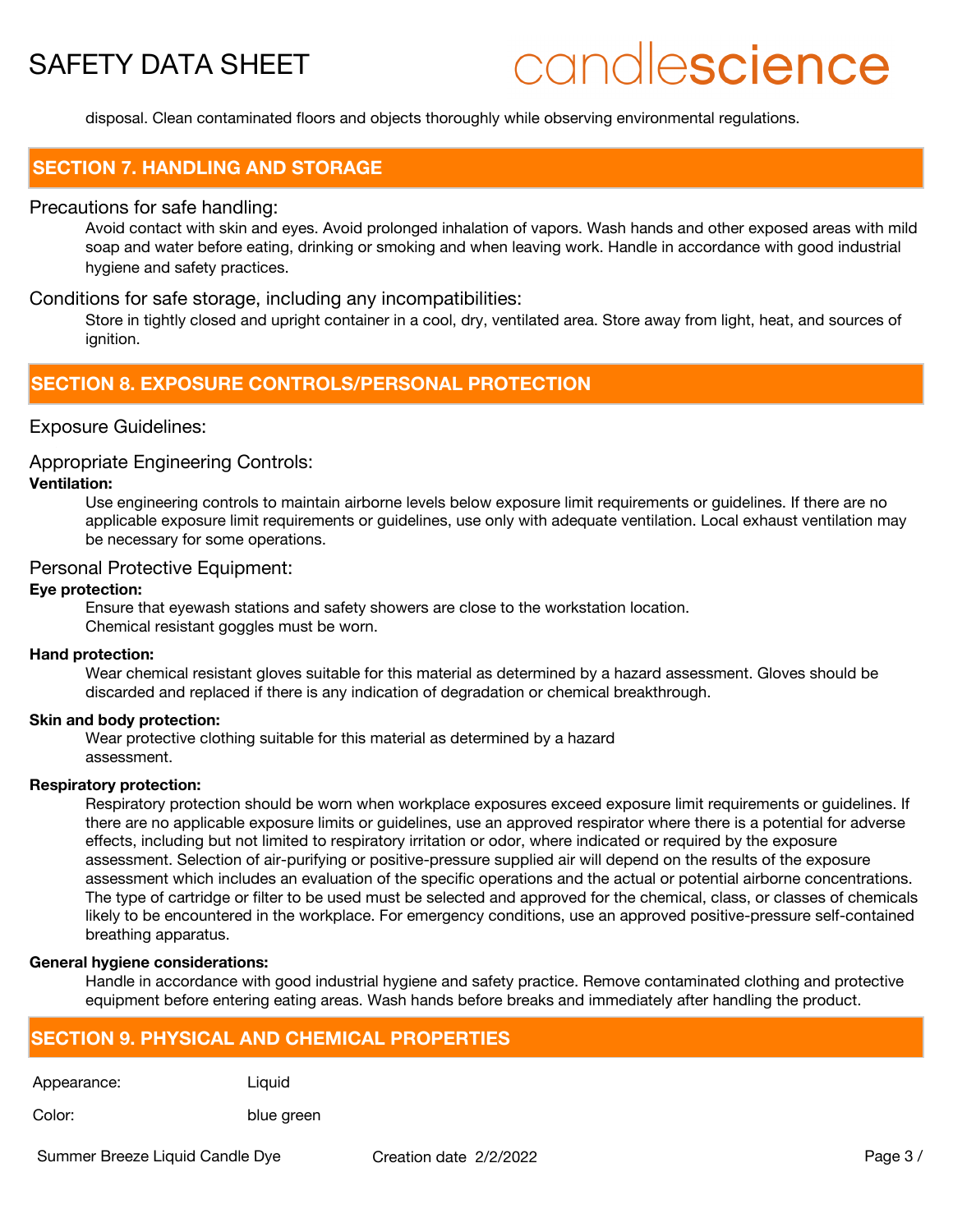disposal. Clean contaminated floors and objects thoroughly while observing environmental regulations.

## SECTION 7. HANDLING AND STORAGE

### Precautions for safe handling:

Avoid contact with skin and eyes. Avoid prolonged inhalation of vapors. Wash hands and other exposed areas with mild soap and water before eating, drinking or smoking and when leaving work. Handle in accordance with good industrial hygiene and safety practices.

### Conditions for safe storage, including any incompatibilities:

Store in tightly closed and upright container in a cool, dry, ventilated area. Store away from light, heat, and sources of ignition.

## SECTION 8. EXPOSURE CONTROLS/PERSONAL PROTECTION

### Exposure Guidelines:

### Appropriate Engineering Controls:

**Ventilation:**

Use engineering controls to maintain airborne levels below exposure limit requirements or guidelines. If there are no applicable exposure limit requirements or guidelines, use only with adequate ventilation. Local exhaust ventilation may be necessary for some operations.

### Personal Protective Equipment:

**Eye protection:**

Ensure that eyewash stations and safety showers are close to the workstation location.
Chemical resistant goggles must be worn.

**Hand protection:**

Wear chemical resistant gloves suitable for this material as determined by a hazard assessment. Gloves should be discarded and replaced if there is any indication of degradation or chemical breakthrough.

**Skin and body protection:**

Wear protective clothing suitable for this material as determined by a hazard assessment.

**Respiratory protection:**

Respiratory protection should be worn when workplace exposures exceed exposure limit requirements or guidelines. If there are no applicable exposure limits or guidelines, use an approved respirator where there is a potential for adverse effects, including but not limited to respiratory irritation or odor, where indicated or required by the exposure assessment. Selection of air-purifying or positive-pressure supplied air will depend on the results of the exposure assessment which includes an evaluation of the specific operations and the actual or potential airborne concentrations. The type of cartridge or filter to be used must be selected and approved for the chemical, class, or classes of chemicals likely to be encountered in the workplace. For emergency conditions, use an approved positive-pressure self-contained breathing apparatus.

**General hygiene considerations:**

Handle in accordance with good industrial hygiene and safety practice. Remove contaminated clothing and protective equipment before entering eating areas. Wash hands before breaks and immediately after handling the product.

## SECTION 9. PHYSICAL AND CHEMICAL PROPERTIES

| | |
|---|---|
| Appearance: | Liquid |
| Color: | blue green |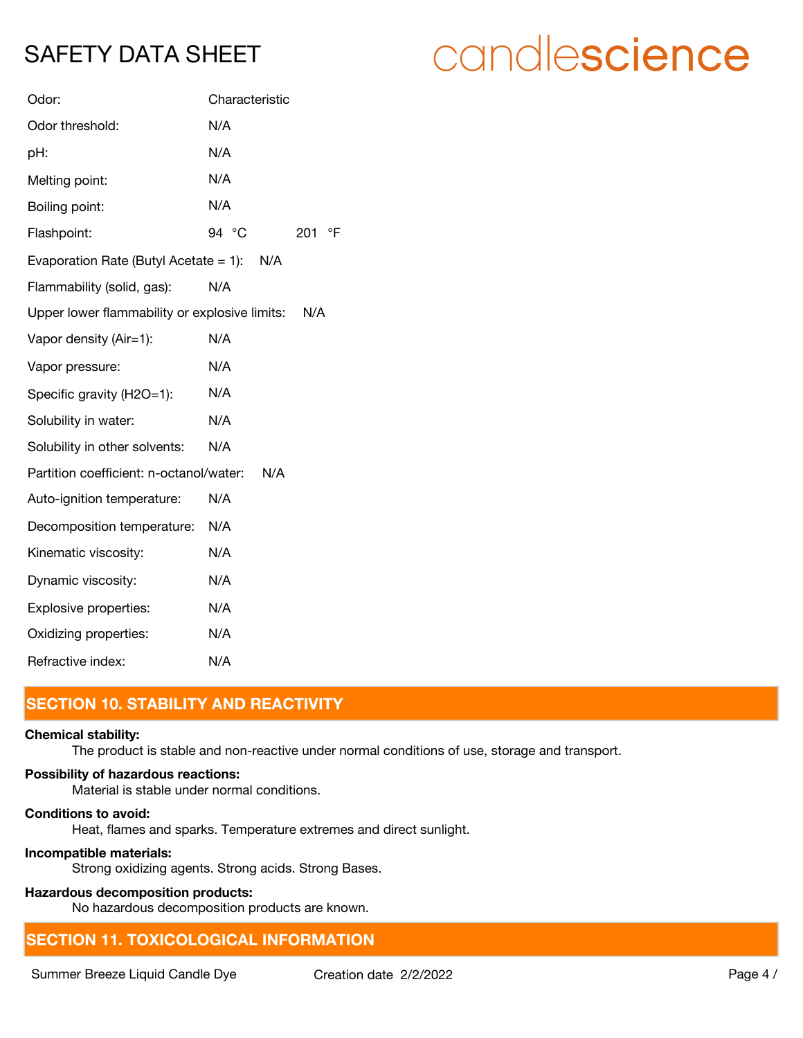| | |
|---|---|
| Odor: | Characteristic |
| Odor threshold: | N/A |
| pH: | N/A |
| Melting point: | N/A |
| Boiling point: | N/A |
| Flashpoint: | 94 °C 201 °F |
| Evaporation Rate (Butyl Acetate = 1): | N/A |
| Flammability (solid, gas): | N/A |
| Upper lower flammability or explosive limits: | N/A |
| Vapor density (Air=1): | N/A |
| Vapor pressure: | N/A |
| Specific gravity (H2O=1): | N/A |
| Solubility in water: | N/A |
| Solubility in other solvents: | N/A |
| Partition coefficient: n-octanol/water: | N/A |
| Auto-ignition temperature: | N/A |
| Decomposition temperature: | N/A |
| Kinematic viscosity: | N/A |
| Dynamic viscosity: | N/A |
| Explosive properties: | N/A |
| Oxidizing properties: | N/A |
| Refractive index: | N/A |

## SECTION 10. STABILITY AND REACTIVITY

**Chemical stability:**
The product is stable and non-reactive under normal conditions of use, storage and transport.

**Possibility of hazardous reactions:**
Material is stable under normal conditions.

**Conditions to avoid:**
Heat, flames and sparks. Temperature extremes and direct sunlight.

**Incompatible materials:**
Strong oxidizing agents. Strong acids. Strong Bases.

**Hazardous decomposition products:**
No hazardous decomposition products are known.

## SECTION 11. TOXICOLOGICAL INFORMATION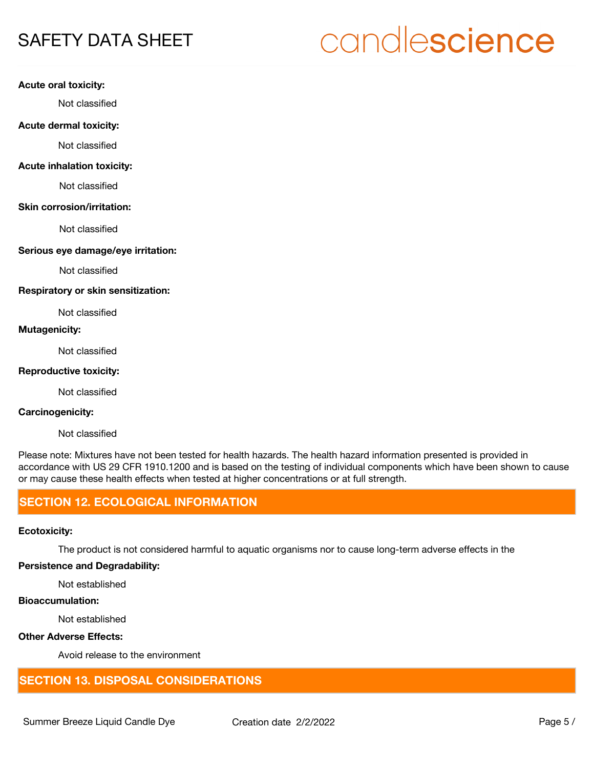**Acute oral toxicity:**

Not classified

**Acute dermal toxicity:**

Not classified

**Acute inhalation toxicity:**

Not classified

**Skin corrosion/irritation:**

Not classified

**Serious eye damage/eye irritation:**

Not classified

**Respiratory or skin sensitization:**

Not classified

**Mutagenicity:**

Not classified

**Reproductive toxicity:**

Not classified

**Carcinogenicity:**

Not classified

Please note: Mixtures have not been tested for health hazards. The health hazard information presented is provided in accordance with US 29 CFR 1910.1200 and is based on the testing of individual components which have been shown to cause or may cause these health effects when tested at higher concentrations or at full strength.

## SECTION 12. ECOLOGICAL INFORMATION

**Ecotoxicity:**

The product is not considered harmful to aquatic organisms nor to cause long-term adverse effects in the

**Persistence and Degradability:**

Not established

**Bioaccumulation:**

Not established

**Other Adverse Effects:**

Avoid release to the environment

## SECTION 13. DISPOSAL CONSIDERATIONS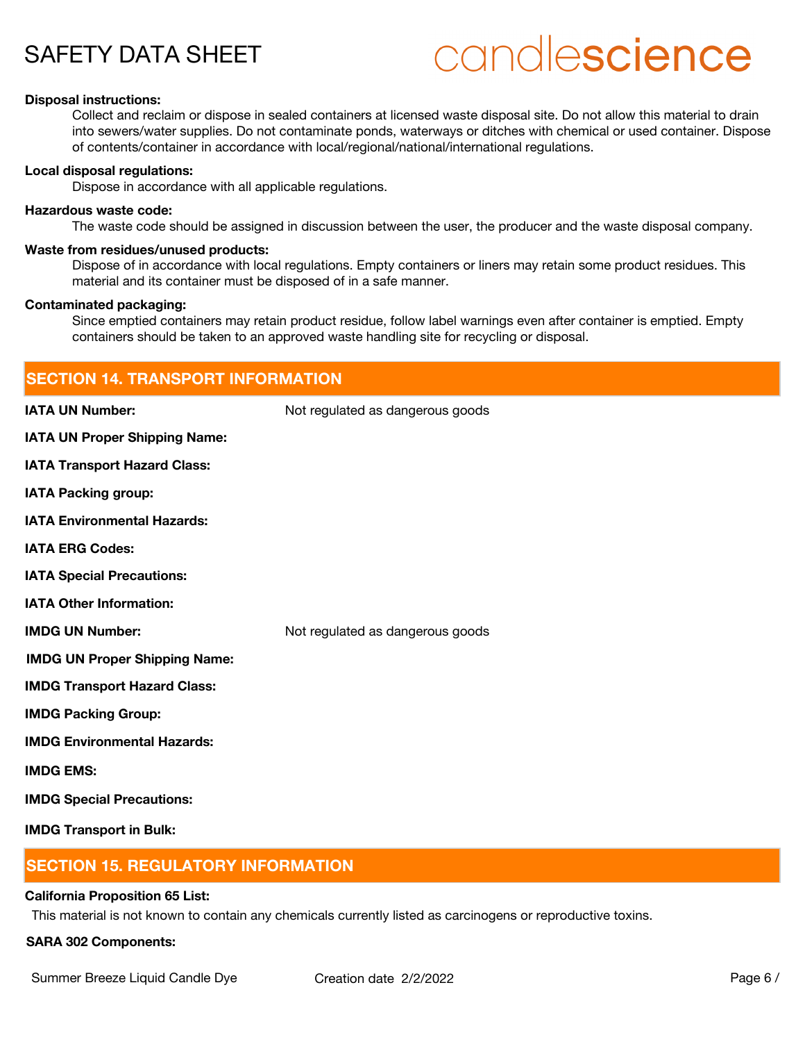**Disposal instructions:**

Collect and reclaim or dispose in sealed containers at licensed waste disposal site. Do not allow this material to drain into sewers/water supplies. Do not contaminate ponds, waterways or ditches with chemical or used container. Dispose of contents/container in accordance with local/regional/national/international regulations.

**Local disposal regulations:**

Dispose in accordance with all applicable regulations.

**Hazardous waste code:**

The waste code should be assigned in discussion between the user, the producer and the waste disposal company.

**Waste from residues/unused products:**

Dispose of in accordance with local regulations. Empty containers or liners may retain some product residues. This material and its container must be disposed of in a safe manner.

**Contaminated packaging:**

Since emptied containers may retain product residue, follow label warnings even after container is emptied. Empty containers should be taken to an approved waste handling site for recycling or disposal.

## SECTION 14. TRANSPORT INFORMATION

**IATA UN Number:** Not regulated as dangerous goods

**IATA UN Proper Shipping Name:**

**IATA Transport Hazard Class:**

**IATA Packing group:**

**IATA Environmental Hazards:**

**IATA ERG Codes:**

**IATA Special Precautions:**

**IATA Other Information:**

**IMDG UN Number:** Not regulated as dangerous goods

**IMDG UN Proper Shipping Name:**

**IMDG Transport Hazard Class:**

**IMDG Packing Group:**

**IMDG Environmental Hazards:**

**IMDG EMS:**

**IMDG Special Precautions:**

**IMDG Transport in Bulk:**

## SECTION 15. REGULATORY INFORMATION

**California Proposition 65 List:**

This material is not known to contain any chemicals currently listed as carcinogens or reproductive toxins.

**SARA 302 Components:**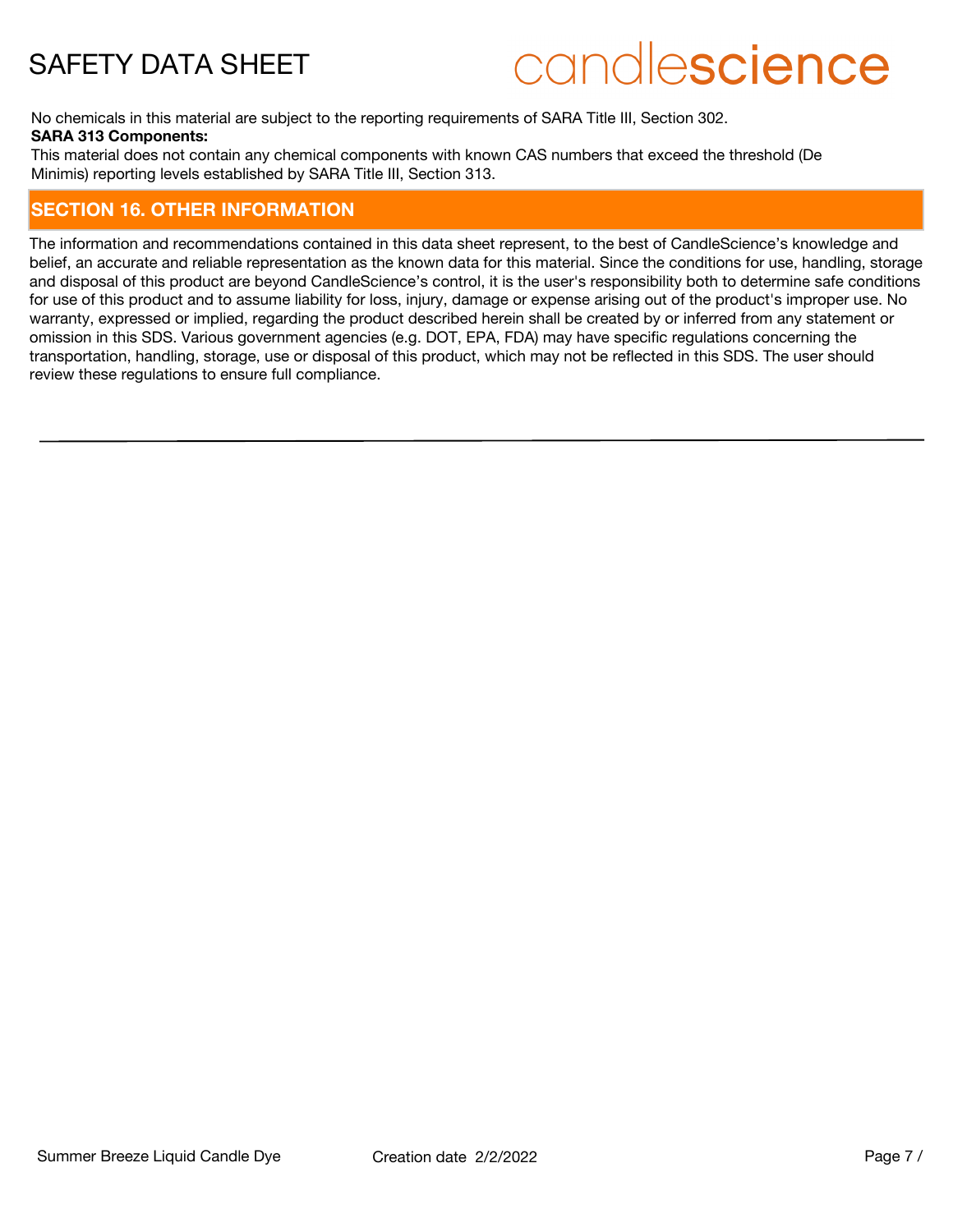No chemicals in this material are subject to the reporting requirements of SARA Title III, Section 302.

**SARA 313 Components:**

This material does not contain any chemical components with known CAS numbers that exceed the threshold (De Minimis) reporting levels established by SARA Title III, Section 313.

## SECTION 16. OTHER INFORMATION

The information and recommendations contained in this data sheet represent, to the best of CandleScience's knowledge and belief, an accurate and reliable representation as the known data for this material. Since the conditions for use, handling, storage and disposal of this product are beyond CandleScience's control, it is the user's responsibility both to determine safe conditions for use of this product and to assume liability for loss, injury, damage or expense arising out of the product's improper use. No warranty, expressed or implied, regarding the product described herein shall be created by or inferred from any statement or omission in this SDS. Various government agencies (e.g. DOT, EPA, FDA) may have specific regulations concerning the transportation, handling, storage, use or disposal of this product, which may not be reflected in this SDS. The user should review these regulations to ensure full compliance.

---